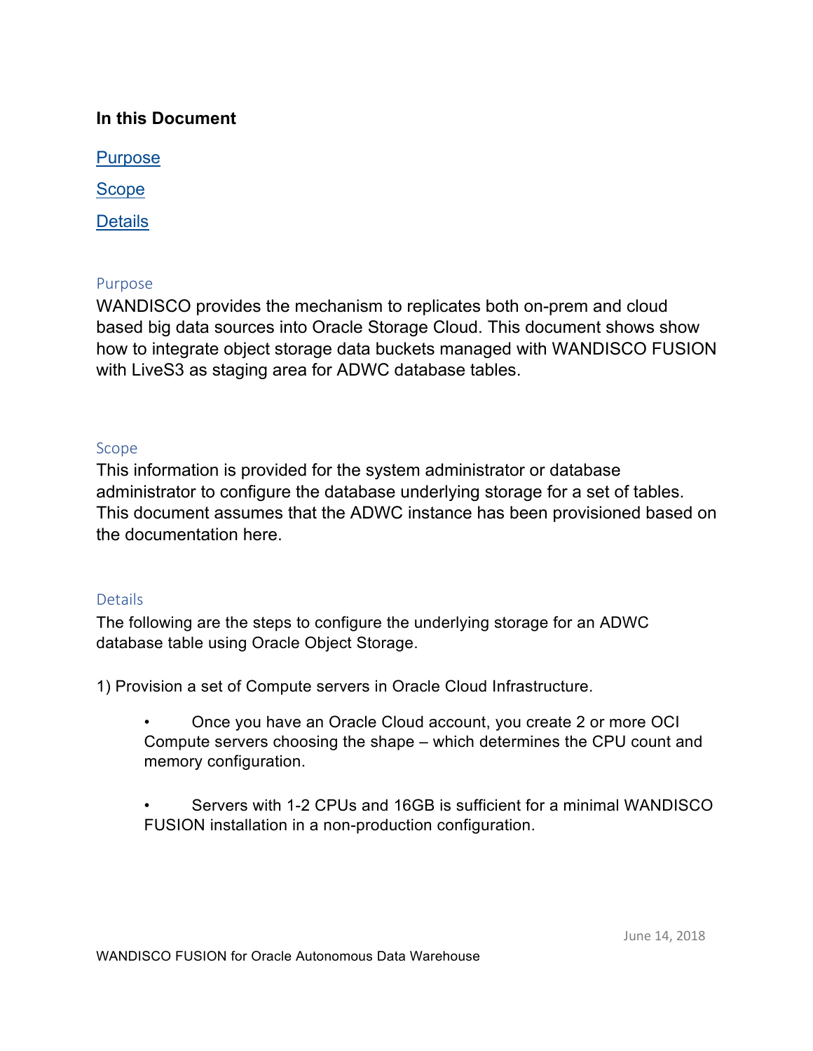**In this Document**

[Purpose](#purpose)

[Scope](#scope)

[Details](#details)

## Purpose

WANDISCO provides the mechanism to replicates both on-prem and cloud based big data sources into Oracle Storage Cloud. This document shows show how to integrate object storage data buckets managed with WANDISCO FUSION with LiveS3 as staging area for ADWC database tables.

## Scope

This information is provided for the system administrator or database administrator to configure the database underlying storage for a set of tables. This document assumes that the ADWC instance has been provisioned based on the documentation here.

## Details

The following are the steps to configure the underlying storage for an ADWC database table using Oracle Object Storage.

1) Provision a set of Compute servers in Oracle Cloud Infrastructure.

- Once you have an Oracle Cloud account, you create 2 or more OCI Compute servers choosing the shape – which determines the CPU count and memory configuration.

- Servers with 1-2 CPUs and 16GB is sufficient for a minimal WANDISCO FUSION installation in a non-production configuration.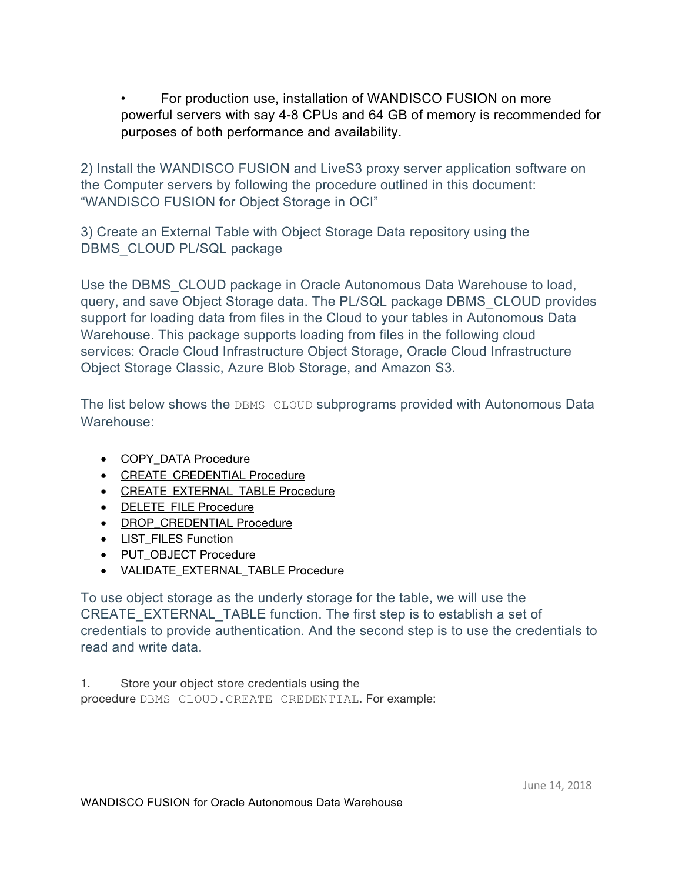- For production use, installation of WANDISCO FUSION on more powerful servers with say 4-8 CPUs and 64 GB of memory is recommended for purposes of both performance and availability.

2) Install the WANDISCO FUSION and LiveS3 proxy server application software on the Computer servers by following the procedure outlined in this document: “WANDISCO FUSION for Object Storage in OCI”

3) Create an External Table with Object Storage Data repository using the DBMS_CLOUD PL/SQL package

Use the DBMS_CLOUD package in Oracle Autonomous Data Warehouse to load, query, and save Object Storage data. The PL/SQL package DBMS_CLOUD provides support for loading data from files in the Cloud to your tables in Autonomous Data Warehouse. This package supports loading from files in the following cloud services: Oracle Cloud Infrastructure Object Storage, Oracle Cloud Infrastructure Object Storage Classic, Azure Blob Storage, and Amazon S3.

The list below shows the `DBMS_CLOUD` subprograms provided with Autonomous Data Warehouse:

- COPY_DATA Procedure
- CREATE_CREDENTIAL Procedure
- CREATE_EXTERNAL_TABLE Procedure
- DELETE_FILE Procedure
- DROP_CREDENTIAL Procedure
- LIST_FILES Function
- PUT_OBJECT Procedure
- VALIDATE_EXTERNAL_TABLE Procedure

To use object storage as the underly storage for the table, we will use the CREATE_EXTERNAL_TABLE function. The first step is to establish a set of credentials to provide authentication. And the second step is to use the credentials to read and write data.

1. Store your object store credentials using the procedure `DBMS_CLOUD.CREATE_CREDENTIAL`. For example: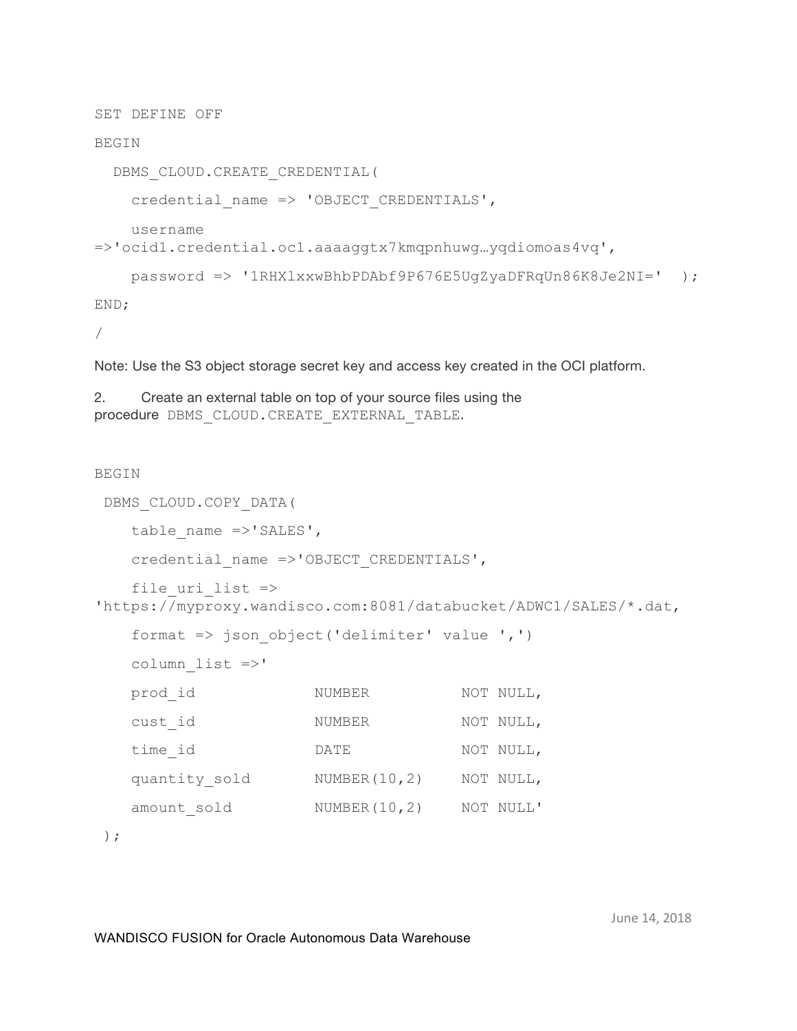```
SET DEFINE OFF

BEGIN

  DBMS_CLOUD.CREATE_CREDENTIAL(

    credential_name => 'OBJECT_CREDENTIALS',

    username
=>'ocid1.credential.oc1.aaaaggtx7kmqpnhuwg…yqdiomoas4vq',

    password => '1RHXlxxwBhbPDAbf9P676E5UgZyaDFRqUn86K8Je2NI='  );

END;

/
```

Note: Use the S3 object storage secret key and access key created in the OCI platform.

2. Create an external table on top of your source files using the procedure `DBMS_CLOUD.CREATE_EXTERNAL_TABLE`.

```
BEGIN

 DBMS_CLOUD.COPY_DATA(

    table_name =>'SALES',

    credential_name =>'OBJECT_CREDENTIALS',

    file_uri_list =>
'https://myproxy.wandisco.com:8081/databucket/ADWC1/SALES/*.dat,

    format => json_object('delimiter' value ',')

    column_list =>'

    prod_id             NUMBER          NOT NULL,

    cust_id             NUMBER          NOT NULL,

    time_id             DATE            NOT NULL,

    quantity_sold       NUMBER(10,2)    NOT NULL,

    amount_sold         NUMBER(10,2)    NOT NULL'

 );
```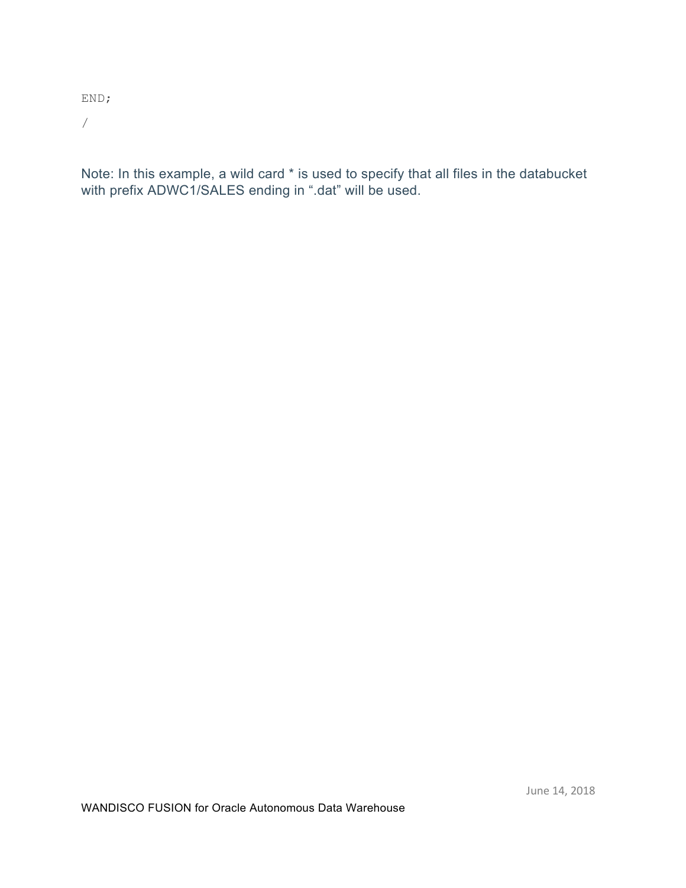```
END;
/
```

Note: In this example, a wild card * is used to specify that all files in the databucket with prefix ADWC1/SALES ending in ".dat" will be used.